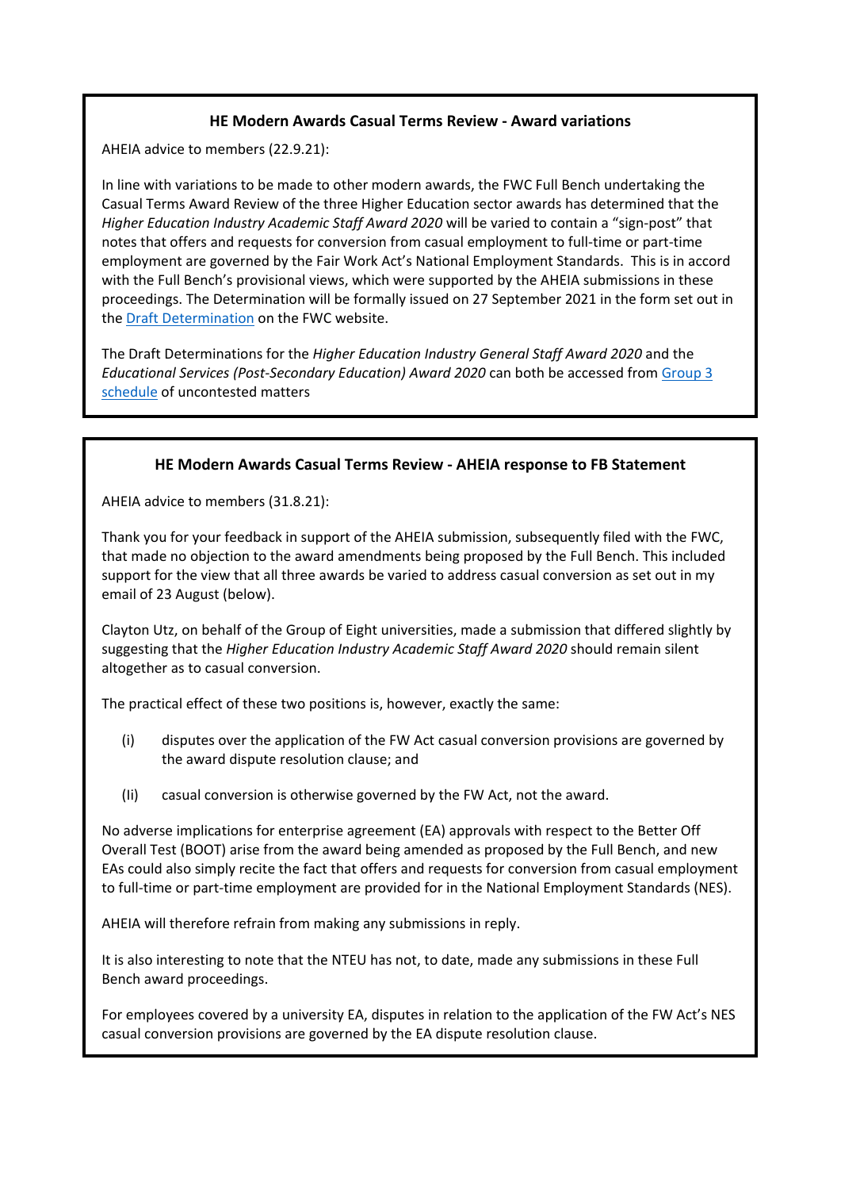### HE Modern Awards Casual Terms Review - Award variations

AHEIA advice to members (22.9.21):

In line with variations to be made to other modern awards, the FWC Full Bench undertaking the Casual Terms Award Review of the three Higher Education sector awards has determined that the *Higher Education Industry Academic Staff Award 2020* will be varied to contain a "sign-post" that notes that offers and requests for conversion from casual employment to full-time or part-time employment are governed by the Fair Work Act's National Employment Standards. This is in accord with the Full Bench's provisional views, which were supported by the AHEIA submissions in these proceedings. The Determination will be formally issued on 27 September 2021 in the form set out in the Draft Determination on the FWC website.

The Draft Determinations for the *Higher Education Industry General Staff Award 2020* and the *Educational Services (Post-Secondary Education) Award 2020* can both be accessed from Group 3 schedule of uncontested matters

### HE Modern Awards Casual Terms Review - AHEIA response to FB Statement

AHEIA advice to members (31.8.21):

Thank you for your feedback in support of the AHEIA submission, subsequently filed with the FWC, that made no objection to the award amendments being proposed by the Full Bench. This included support for the view that all three awards be varied to address casual conversion as set out in my email of 23 August (below).

Clayton Utz, on behalf of the Group of Eight universities, made a submission that differed slightly by suggesting that the *Higher Education Industry Academic Staff Award 2020* should remain silent altogether as to casual conversion.

The practical effect of these two positions is, however, exactly the same:

(i) disputes over the application of the FW Act casual conversion provisions are governed by the award dispute resolution clause; and

(Ii) casual conversion is otherwise governed by the FW Act, not the award.

No adverse implications for enterprise agreement (EA) approvals with respect to the Better Off Overall Test (BOOT) arise from the award being amended as proposed by the Full Bench, and new EAs could also simply recite the fact that offers and requests for conversion from casual employment to full-time or part-time employment are provided for in the National Employment Standards (NES).

AHEIA will therefore refrain from making any submissions in reply.

It is also interesting to note that the NTEU has not, to date, made any submissions in these Full Bench award proceedings.

For employees covered by a university EA, disputes in relation to the application of the FW Act's NES casual conversion provisions are governed by the EA dispute resolution clause.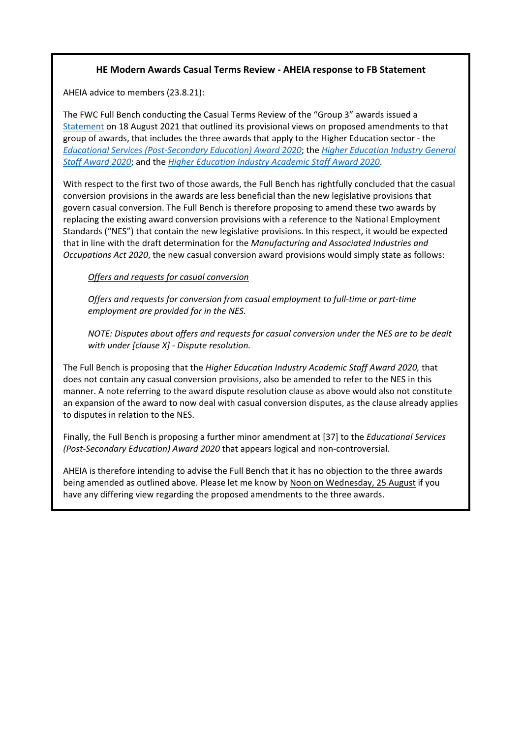**HE Modern Awards Casual Terms Review - AHEIA response to FB Statement**

AHEIA advice to members (23.8.21):

The FWC Full Bench conducting the Casual Terms Review of the "Group 3" awards issued a Statement on 18 August 2021 that outlined its provisional views on proposed amendments to that group of awards, that includes the three awards that apply to the Higher Education sector - the *Educational Services (Post-Secondary Education) Award 2020*; the *Higher Education Industry General Staff Award 2020*; and the *Higher Education Industry Academic Staff Award 2020*.

With respect to the first two of those awards, the Full Bench has rightfully concluded that the casual conversion provisions in the awards are less beneficial than the new legislative provisions that govern casual conversion. The Full Bench is therefore proposing to amend these two awards by replacing the existing award conversion provisions with a reference to the National Employment Standards ("NES") that contain the new legislative provisions. In this respect, it would be expected that in line with the draft determination for the *Manufacturing and Associated Industries and Occupations Act 2020*, the new casual conversion award provisions would simply state as follows:

> *Offers and requests for casual conversion*
>
> *Offers and requests for conversion from casual employment to full-time or part-time employment are provided for in the NES.*
>
> *NOTE: Disputes about offers and requests for casual conversion under the NES are to be dealt with under [clause X] - Dispute resolution.*

The Full Bench is proposing that the *Higher Education Industry Academic Staff Award 2020,* that does not contain any casual conversion provisions, also be amended to refer to the NES in this manner. A note referring to the award dispute resolution clause as above would also not constitute an expansion of the award to now deal with casual conversion disputes, as the clause already applies to disputes in relation to the NES.

Finally, the Full Bench is proposing a further minor amendment at [37] to the *Educational Services (Post-Secondary Education) Award 2020* that appears logical and non-controversial.

AHEIA is therefore intending to advise the Full Bench that it has no objection to the three awards being amended as outlined above. Please let me know by Noon on Wednesday, 25 August if you have any differing view regarding the proposed amendments to the three awards.